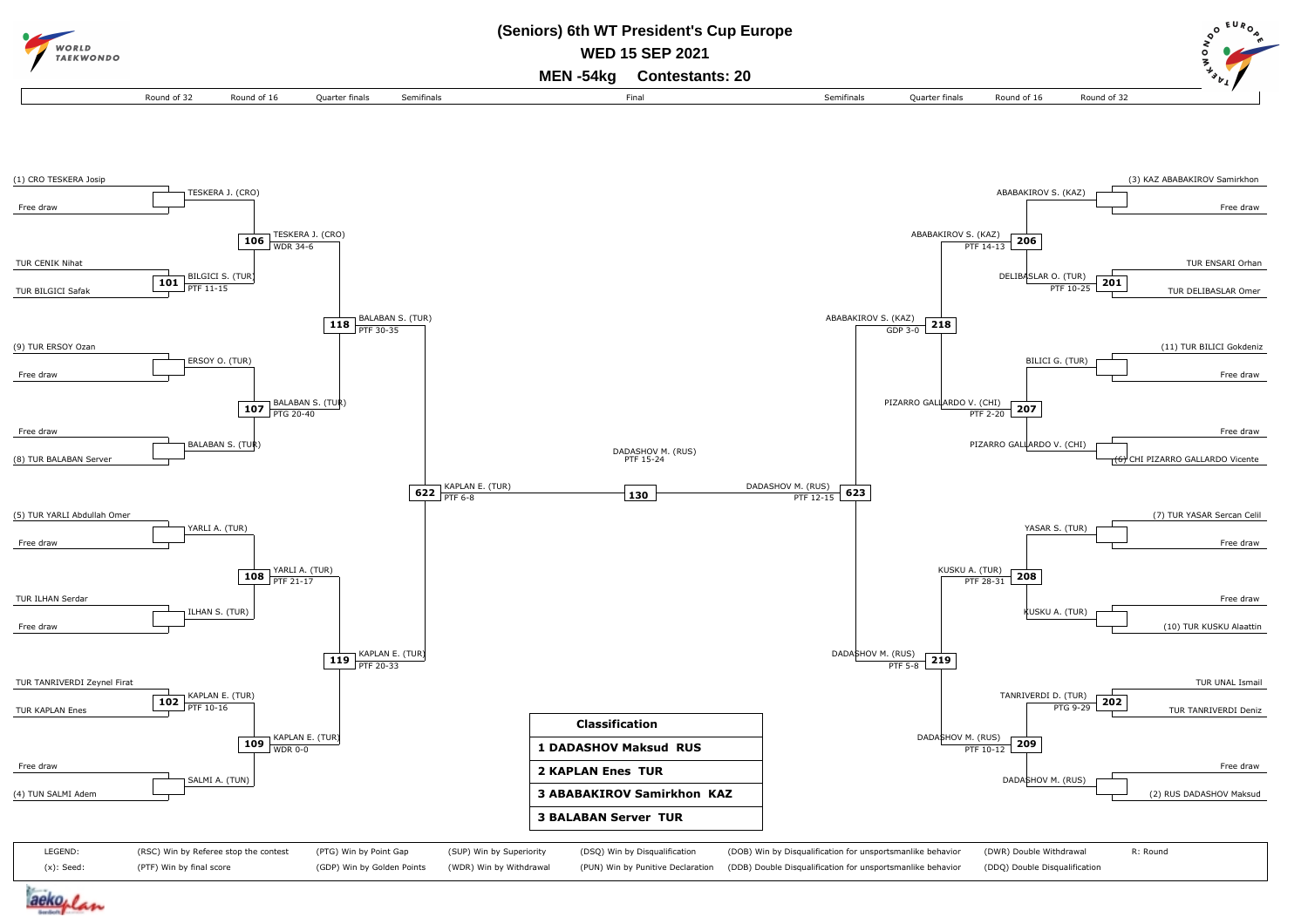# (Seniors) 6th WT President's Cup Europe

## WED 15 SEP 2021

## MEN -54kg Contestants: 20

Round of 32 | Round of 16 | Quarter finals | Semifinals | Final | Semifinals | Quarter finals | Round of 16 | Round of 32

### Left side of bracket

**Round of 32**

- (1) CRO TESKERA Josip vs Free draw → TESKERA J. (CRO)
- 101: TUR CENIK Nihat vs TUR BILGICI Safak → BILGICI S. (TUR) PTF 11-15
- (9) TUR ERSOY Ozan vs Free draw → ERSOY O. (TUR)
- Free draw vs (8) TUR BALABAN Server → BALABAN S. (TUR)
- (5) TUR YARLI Abdullah Omer vs Free draw → YARLI A. (TUR)
- TUR ILHAN Serdar vs Free draw → ILHAN S. (TUR)
- 102: TUR TANRIVERDI Zeynel Firat vs TUR KAPLAN Enes → KAPLAN E. (TUR) PTF 10-16
- Free draw vs (4) TUN SALMI Adem → SALMI A. (TUN)

**Round of 16**

- 106: TESKERA J. (CRO) WDR 34-6
- 107: BALABAN S. (TUR) PTG 20-40
- 108: YARLI A. (TUR) PTF 21-17
- 109: KAPLAN E. (TUR) WDR 0-0

**Quarter finals**

- 118: BALABAN S. (TUR) PTF 30-35
- 119: KAPLAN E. (TUR) PTF 20-33

**Semifinal**

- 622: KAPLAN E. (TUR) PTF 6-8

### Final

- 130: DADASHOV M. (RUS) PTF 15-24

### Right side of bracket

**Round of 32**

- (3) KAZ ABABAKIROV Samirkhon vs Free draw → ABABAKIROV S. (KAZ)
- 201: TUR ENSARI Orhan vs TUR DELIBASLAR Omer → DELIBASLAR O. (TUR) PTF 10-25
- (11) TUR BILICI Gokdeniz vs Free draw → BILICI G. (TUR)
- Free draw vs (6) CHI PIZARRO GALLARDO Vicente → PIZARRO GALLARDO V. (CHI)
- (7) TUR YASAR Sercan Celil vs Free draw → YASAR S. (TUR)
- Free draw vs (10) TUR KUSKU Alaattin → KUSKU A. (TUR)
- 202: TUR UNAL Ismail vs TUR TANRIVERDI Deniz → TANRIVERDI D. (TUR) PTG 9-29
- Free draw vs (2) RUS DADASHOV Maksud → DADASHOV M. (RUS)

**Round of 16**

- 206: ABABAKIROV S. (KAZ) PTF 14-13
- 207: PIZARRO GALLARDO V. (CHI) PTF 2-20
- 208: KUSKU A. (TUR) PTF 28-31
- 209: DADASHOV M. (RUS) PTF 10-12

**Quarter finals**

- 218: ABABAKIROV S. (KAZ) GDP 3-0
- 219: DADASHOV M. (RUS) PTF 5-8

**Semifinal**

- 623: DADASHOV M. (RUS) PTF 12-15

### Classification

| Classification |
|---|
| 1 DADASHOV Maksud RUS |
| 2 KAPLAN Enes TUR |
| 3 ABABAKIROV Samirkhon KAZ |
| 3 BALABAN Server TUR |

### LEGEND

| | | | | | | | |
|---|---|---|---|---|---|---|---|
| LEGEND: | (RSC) Win by Referee stop the contest | (PTG) Win by Point Gap | (SUP) Win by Superiority | (DSQ) Win by Disqualification | (DOB) Win by Disqualification for unsportsmanlike behavior | (DWR) Double Withdrawal | R: Round |
| (x): Seed: | (PTF) Win by final score | (GDP) Win by Golden Points | (WDR) Win by Withdrawal | (PUN) Win by Punitive Declaration | (DDB) Double Disqualification for unsportsmanlike behavior | (DDQ) Double Disqualification | |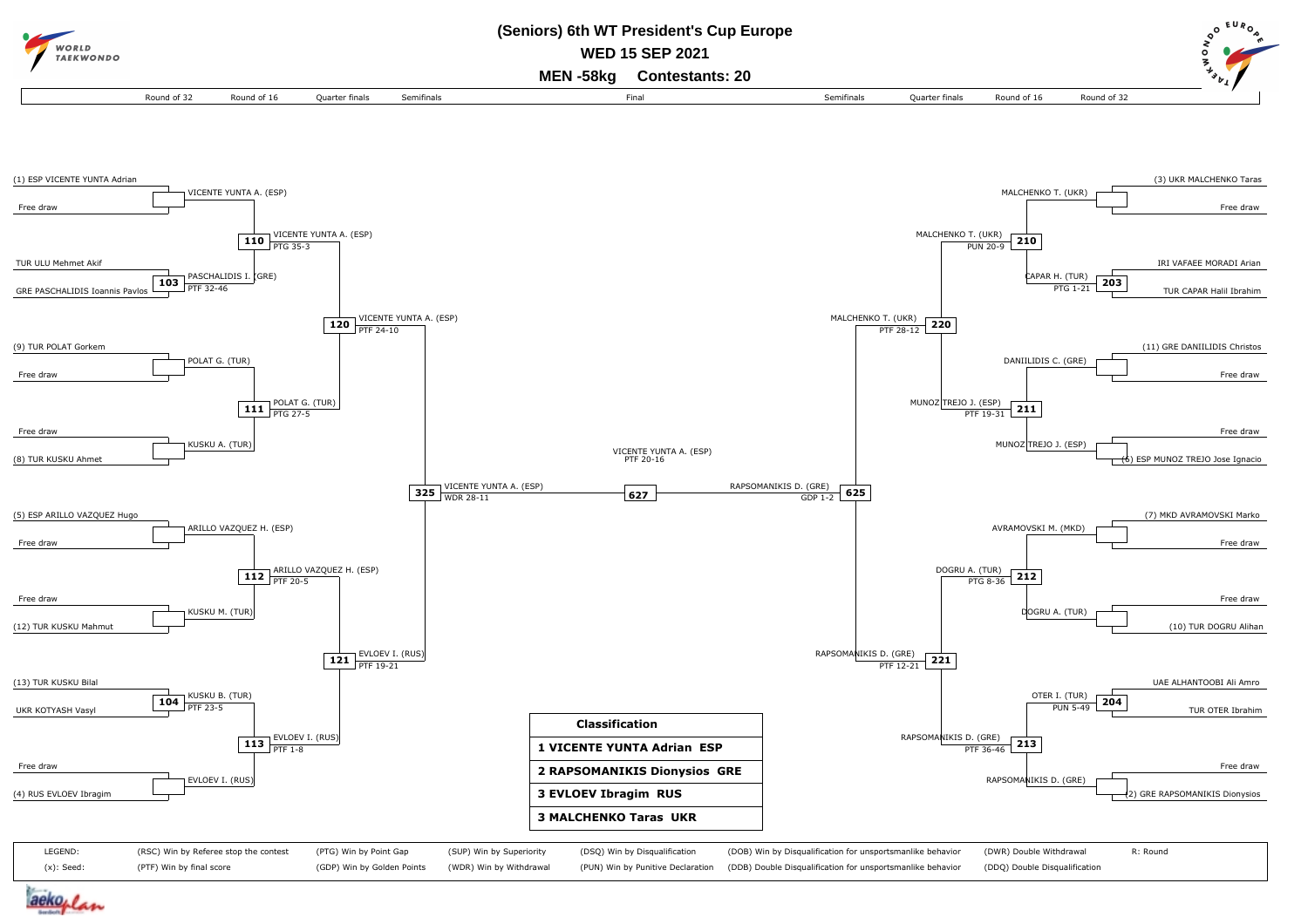# (Seniors) 6th WT President's Cup Europe

**WED 15 SEP 2021**

**MEN -58kg Contestants: 20**

## Left Half of Draw

### Round of 32
- (1) ESP VICENTE YUNTA Adrian vs Free draw → VICENTE YUNTA A. (ESP)
- Contest 103: TUR ULU Mehmet Akif vs GRE PASCHALIDIS Ioannis Pavlos → PASCHALIDIS I. (GRE) PTF 32-46
- (9) TUR POLAT Gorkem vs Free draw → POLAT G. (TUR)
- Free draw vs (8) TUR KUSKU Ahmet → KUSKU A. (TUR)
- (5) ESP ARILLO VAZQUEZ Hugo vs Free draw → ARILLO VAZQUEZ H. (ESP)
- Free draw vs (12) TUR KUSKU Mahmut → KUSKU M. (TUR)
- Contest 104: (13) TUR KUSKU Bilal vs UKR KOTYASH Vasyl → KUSKU B. (TUR) PTF 23-5
- Free draw vs (4) RUS EVLOEV Ibragim → EVLOEV I. (RUS)

### Round of 16
- Contest 110: VICENTE YUNTA A. (ESP) PTG 35-3
- Contest 111: POLAT G. (TUR) PTG 27-5
- Contest 112: ARILLO VAZQUEZ H. (ESP) PTF 20-5
- Contest 113: EVLOEV I. (RUS) PTF 1-8

### Quarter finals
- Contest 120: VICENTE YUNTA A. (ESP) PTF 24-10
- Contest 121: EVLOEV I. (RUS) PTF 19-21

### Semifinals
- Contest 325: VICENTE YUNTA A. (ESP) WDR 28-11

## Right Half of Draw

### Round of 32
- (3) UKR MALCHENKO Taras vs Free draw → MALCHENKO T. (UKR)
- Contest 203: IRI VAFAEE MORADI Arian vs TUR CAPAR Halil Ibrahim → CAPAR H. (TUR) PTG 1-21
- (11) GRE DANIILIDIS Christos vs Free draw → DANIILIDIS C. (GRE)
- Free draw vs (6) ESP MUNOZ TREJO Jose Ignacio → MUNOZ TREJO J. (ESP)
- (7) MKD AVRAMOVSKI Marko vs Free draw → AVRAMOVSKI M. (MKD)
- Free draw vs (10) TUR DOGRU Alihan → DOGRU A. (TUR)
- Contest 204: UAE ALHANTOOBI Ali Amro vs TUR OTER Ibrahim → OTER I. (TUR) PUN 5-49
- Free draw vs (2) GRE RAPSOMANIKIS Dionysios → RAPSOMANIKIS D. (GRE)

### Round of 16
- Contest 210: MALCHENKO T. (UKR) PUN 20-9
- Contest 211: MUNOZ TREJO J. (ESP) PTF 19-31
- Contest 212: DOGRU A. (TUR) PTG 8-36
- Contest 213: RAPSOMANIKIS D. (GRE) PTF 36-46

### Quarter finals
- Contest 220: MALCHENKO T. (UKR) PTF 28-12
- Contest 221: RAPSOMANIKIS D. (GRE) PTF 12-21

### Semifinals
- Contest 625: RAPSOMANIKIS D. (GRE) GDP 1-2

## Final
- Contest 627: VICENTE YUNTA A. (ESP) PTF 20-16

## Classification

| Classification |
|---|
| 1 VICENTE YUNTA Adrian ESP |
| 2 RAPSOMANIKIS Dionysios GRE |
| 3 EVLOEV Ibragim RUS |
| 3 MALCHENKO Taras UKR |

## Legend

| | | | | | | | |
|---|---|---|---|---|---|---|---|
| LEGEND: | (RSC) Win by Referee stop the contest | (PTG) Win by Point Gap | (SUP) Win by Superiority | (DSQ) Win by Disqualification | (DOB) Win by Disqualification for unsportsmanlike behavior | (DWR) Double Withdrawal | R: Round |
| (x): Seed: | (PTF) Win by final score | (GDP) Win by Golden Points | (WDR) Win by Withdrawal | (PUN) Win by Punitive Declaration | (DDB) Double Disqualification for unsportsmanlike behavior | (DDQ) Double Disqualification | |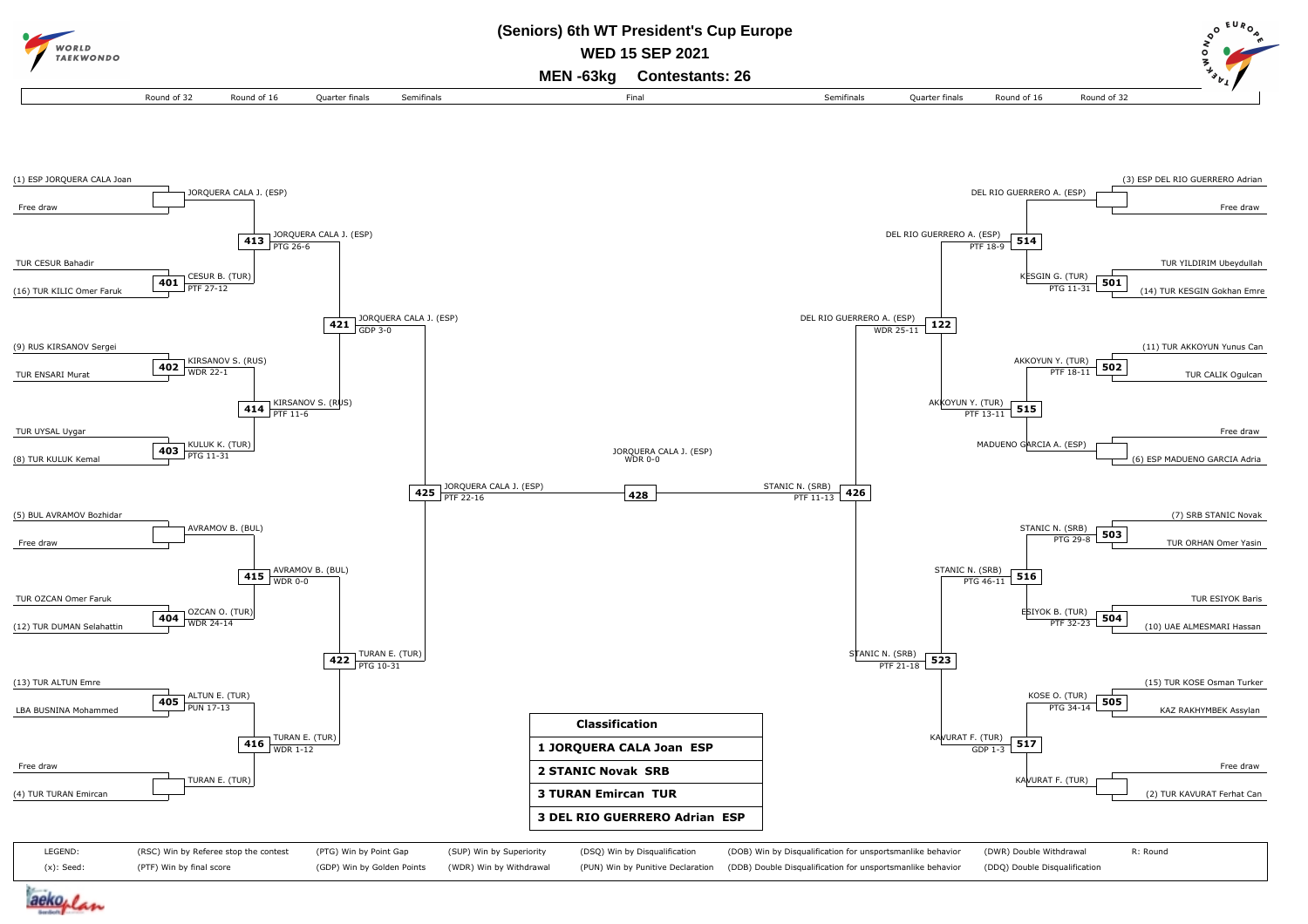# (Seniors) 6th WT President's Cup Europe

## WED 15 SEP 2021

## MEN -63kg Contestants: 26

### Top half (left side)

**Round of 32**

- (1) ESP JORQUERA CALA Joan vs Free draw → JORQUERA CALA J. (ESP)
- 401: TUR CESUR Bahadir vs (16) TUR KILIC Omer Faruk → CESUR B. (TUR) PTF 27-12
- 402: (9) RUS KIRSANOV Sergei vs TUR ENSARI Murat → KIRSANOV S. (RUS) WDR 22-1
- 403: TUR UYSAL Uygar vs (8) TUR KULUK Kemal → KULUK K. (TUR) PTG 11-31
- (5) BUL AVRAMOV Bozhidar vs Free draw → AVRAMOV B. (BUL)
- 404: TUR OZCAN Omer Faruk vs (12) TUR DUMAN Selahattin → OZCAN O. (TUR) WDR 24-14
- 405: (13) TUR ALTUN Emre vs LBA BUSNINA Mohammed → ALTUN E. (TUR) PUN 17-13
- Free draw vs (4) TUR TURAN Emircan → TURAN E. (TUR)

**Round of 16**

- 413: JORQUERA CALA J. (ESP) PTG 26-6
- 414: KIRSANOV S. (RUS) PTF 11-6
- 415: AVRAMOV B. (BUL) WDR 0-0
- 416: TURAN E. (TUR) WDR 1-12

**Quarter finals**

- 421: JORQUERA CALA J. (ESP) GDP 3-0
- 422: TURAN E. (TUR) PTG 10-31

**Semifinal**

- 425: JORQUERA CALA J. (ESP) PTF 22-16

### Bottom half (right side)

**Round of 32**

- (3) ESP DEL RIO GUERRERO Adrian vs Free draw → DEL RIO GUERRERO A. (ESP)
- 501: TUR YILDIRIM Ubeydullah vs (14) TUR KESGIN Gokhan Emre → KESGIN G. (TUR) PTG 11-31
- 502: (11) TUR AKKOYUN Yunus Can vs TUR CALIK Ogulcan → AKKOYUN Y. (TUR) PTF 18-11
- Free draw vs (6) ESP MADUENO GARCIA Adria → MADUENO GARCIA A. (ESP)
- 503: (7) SRB STANIC Novak vs TUR ORHAN Omer Yasin → STANIC N. (SRB) PTG 29-8
- 504: TUR ESIYOK Baris vs (10) UAE ALMESMARI Hassan → ESIYOK B. (TUR) PTF 32-23
- 505: (15) TUR KOSE Osman Turker vs KAZ RAKHYMBEK Assylan → KOSE O. (TUR) PTG 34-14
- Free draw vs (2) TUR KAVURAT Ferhat Can → KAVURAT F. (TUR)

**Round of 16**

- 514: DEL RIO GUERRERO A. (ESP) PTF 18-9
- 515: AKKOYUN Y. (TUR) PTF 13-11
- 516: STANIC N. (SRB) PTG 46-11
- 517: KAVURAT F. (TUR) GDP 1-3

**Quarter finals**

- 122: DEL RIO GUERRERO A. (ESP) WDR 25-11
- 523: STANIC N. (SRB) PTF 21-18

**Semifinal**

- 426: STANIC N. (SRB) PTF 11-13

### Final

- 428: JORQUERA CALA J. (ESP) WDR 0-0

| Classification |
|---|
| 1 JORQUERA CALA Joan ESP |
| 2 STANIC Novak SRB |
| 3 TURAN Emircan TUR |
| 3 DEL RIO GUERRERO Adrian ESP |

LEGEND:

| | | | | | | | |
|---|---|---|---|---|---|---|---|
| (RSC) Win by Referee stop the contest | (PTG) Win by Point Gap | (SUP) Win by Superiority | (DSQ) Win by Disqualification | (DOB) Win by Disqualification for unsportsmanlike behavior | (DWR) Double Withdrawal | R: Round |
| (x): Seed: | (PTF) Win by final score | (GDP) Win by Golden Points | (WDR) Win by Withdrawal | (PUN) Win by Punitive Declaration | (DDB) Double Disqualification for unsportsmanlike behavior | (DDQ) Double Disqualification |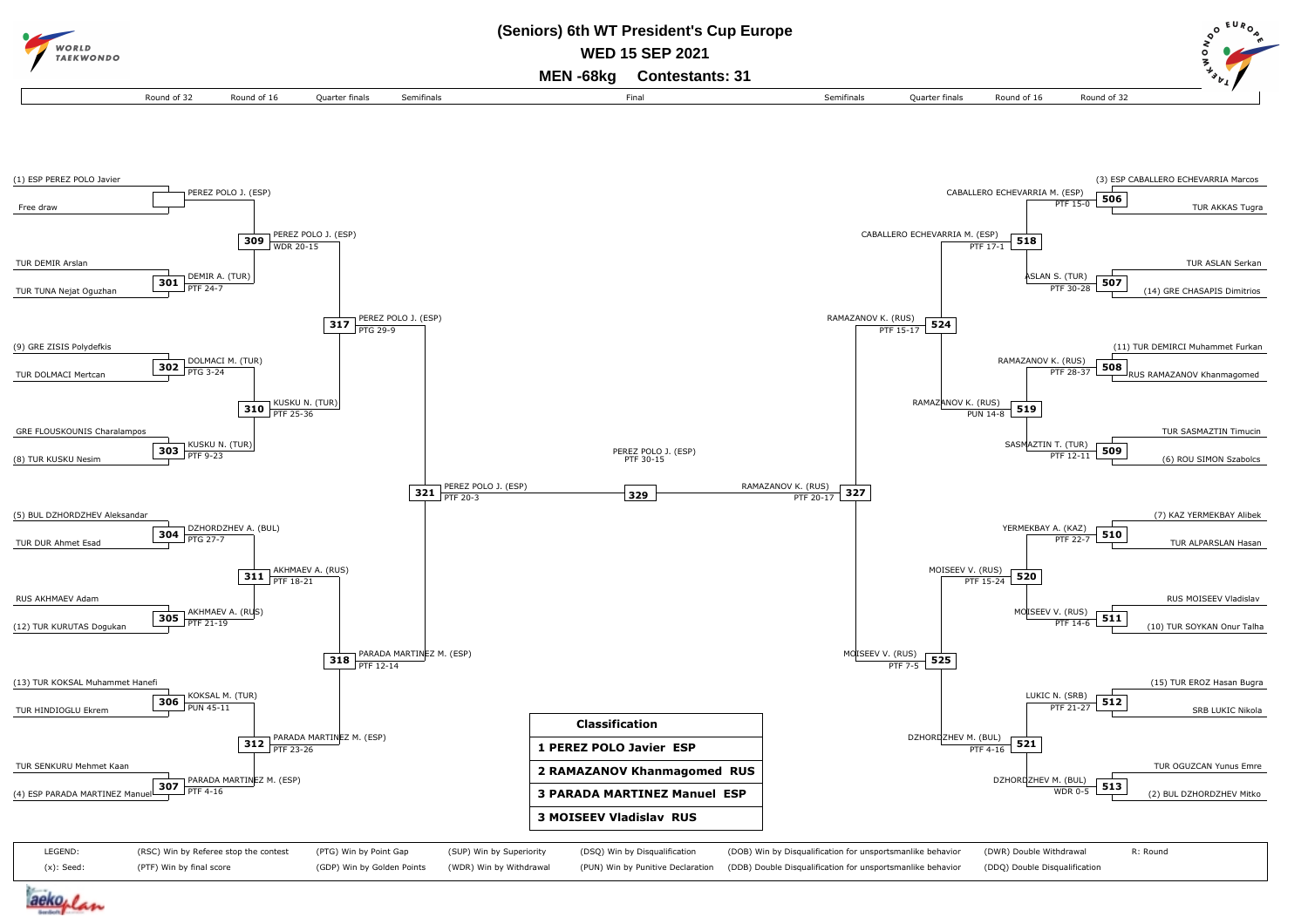# (Seniors) 6th WT President's Cup Europe

## WED 15 SEP 2021

## MEN -68kg Contestants: 31

### Left side of bracket

**Round of 32**

| Match | Contestants | Winner | Result |
|---|---|---|---|
| – | (1) ESP PEREZ POLO Javier vs Free draw | PEREZ POLO J. (ESP) | |
| 301 | TUR DEMIR Arslan vs TUR TUNA Nejat Oguzhan | DEMIR A. (TUR) | PTF 24-7 |
| 302 | (9) GRE ZISIS Polydefkis vs TUR DOLMACI Mertcan | DOLMACI M. (TUR) | PTG 3-24 |
| 303 | GRE FLOUSKOUNIS Charalampos vs (8) TUR KUSKU Nesim | KUSKU N. (TUR) | PTF 9-23 |
| 304 | (5) BUL DZHORDZHEV Aleksandar vs TUR DUR Ahmet Esad | DZHORDZHEV A. (BUL) | PTG 27-7 |
| 305 | RUS AKHMAEV Adam vs (12) TUR KURUTAS Dogukan | AKHMAEV A. (RUS) | PTF 21-19 |
| 306 | (13) TUR KOKSAL Muhammet Hanefi vs TUR HINDIOGLU Ekrem | KOKSAL M. (TUR) | PUN 45-11 |
| 307 | TUR SENKURU Mehmet Kaan vs (4) ESP PARADA MARTINEZ Manuel | PARADA MARTINEZ M. (ESP) | PTF 4-16 |

**Round of 16**

| Match | Winner | Result |
|---|---|---|
| 309 | PEREZ POLO J. (ESP) | WDR 20-15 |
| 310 | KUSKU N. (TUR) | PTF 25-36 |
| 311 | AKHMAEV A. (RUS) | PTF 18-21 |
| 312 | PARADA MARTINEZ M. (ESP) | PTF 23-26 |

**Quarter finals**

| Match | Winner | Result |
|---|---|---|
| 317 | PEREZ POLO J. (ESP) | PTG 29-9 |
| 318 | PARADA MARTINEZ M. (ESP) | PTF 12-14 |

**Semifinals**

| Match | Winner | Result |
|---|---|---|
| 321 | PEREZ POLO J. (ESP) | PTF 20-3 |

### Right side of bracket

**Round of 32**

| Match | Contestants | Winner | Result |
|---|---|---|---|
| 506 | (3) ESP CABALLERO ECHEVARRIA Marcos vs TUR AKKAS Tugra | CABALLERO ECHEVARRIA M. (ESP) | PTF 15-0 |
| 507 | TUR ASLAN Serkan vs (14) GRE CHASAPIS Dimitrios | ASLAN S. (TUR) | PTF 30-28 |
| 508 | (11) TUR DEMIRCI Muhammet Furkan vs RUS RAMAZANOV Khanmagomed | RAMAZANOV K. (RUS) | PTF 28-37 |
| 509 | TUR SASMAZTIN Timucin vs (6) ROU SIMON Szabolcs | SASMAZTIN T. (TUR) | PTF 12-11 |
| 510 | (7) KAZ YERMEKBAY Alibek vs TUR ALPARSLAN Hasan | YERMEKBAY A. (KAZ) | PTF 22-7 |
| 511 | RUS MOISEEV Vladislav vs (10) TUR SOYKAN Onur Talha | MOISEEV V. (RUS) | PTF 14-6 |
| 512 | (15) TUR EROZ Hasan Bugra vs SRB LUKIC Nikola | LUKIC N. (SRB) | PTF 21-27 |
| 513 | TUR OGUZCAN Yunus Emre vs (2) BUL DZHORDZHEV Mitko | DZHORDZHEV M. (BUL) | WDR 0-5 |

**Round of 16**

| Match | Winner | Result |
|---|---|---|
| 518 | CABALLERO ECHEVARRIA M. (ESP) | PTF 17-1 |
| 519 | RAMAZANOV K. (RUS) | PUN 14-8 |
| 520 | MOISEEV V. (RUS) | PTF 15-24 |
| 521 | DZHORDZHEV M. (BUL) | PTF 4-16 |

**Quarter finals**

| Match | Winner | Result |
|---|---|---|
| 524 | RAMAZANOV K. (RUS) | PTF 15-17 |
| 525 | MOISEEV V. (RUS) | PTF 7-5 |

**Semifinals**

| Match | Winner | Result |
|---|---|---|
| 327 | RAMAZANOV K. (RUS) | PTF 20-17 |

### Final

| Match | Winner | Result |
|---|---|---|
| 329 | PEREZ POLO J. (ESP) | PTF 30-15 |

### Classification

| Classification |
|---|
| 1 PEREZ POLO Javier ESP |
| 2 RAMAZANOV Khanmagomed RUS |
| 3 PARADA MARTINEZ Manuel ESP |
| 3 MOISEEV Vladislav RUS |

**LEGEND:**

| | | | | | | | |
|---|---|---|---|---|---|---|---|
| LEGEND: | (RSC) Win by Referee stop the contest | (PTG) Win by Point Gap | (SUP) Win by Superiority | (DSQ) Win by Disqualification | (DQB) Win by Disqualification for unsportsmanlike behavior | (DWR) Double Withdrawal | R: Round |
| (x): Seed: | (PTF) Win by final score | (GDP) Win by Golden Points | (WDR) Win by Withdrawal | (PUN) Win by Punitive Declaration | (DDB) Double Disqualification for unsportsmanlike behavior | (DDQ) Double Disqualification | |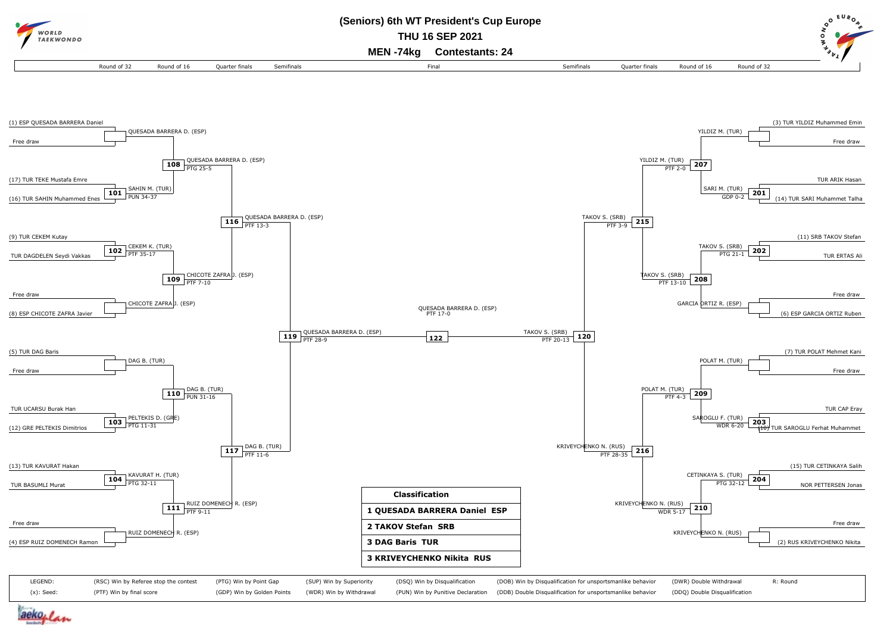# (Seniors) 6th WT President's Cup Europe

## THU 16 SEP 2021

## MEN -74kg Contestants: 24

### Round of 32

| Match | Contestant 1 | Contestant 2 | Winner | Result |
|---|---|---|---|---|
| | (1) ESP QUESADA BARRERA Daniel | Free draw | QUESADA BARRERA D. (ESP) | |
| 101 | (17) TUR TEKE Mustafa Emre | (16) TUR SAHIN Muhammed Enes | SAHIN M. (TUR) | PUN 34-37 |
| 102 | (9) TUR CEKEM Kutay | TUR DAGDELEN Seydi Vakkas | CEKEM K. (TUR) | PTF 35-17 |
| | Free draw | (8) ESP CHICOTE ZAFRA Javier | CHICOTE ZAFRA J. (ESP) | |
| | (5) TUR DAG Baris | Free draw | DAG B. (TUR) | |
| 103 | TUR UCARSU Burak Han | (12) GRE PELTEKIS Dimitrios | PELTEKIS D. (GRE) | PTG 11-31 |
| 104 | (13) TUR KAVURAT Hakan | TUR BASUMLI Murat | KAVURAT H. (TUR) | PTG 32-11 |
| | Free draw | (4) ESP RUIZ DOMENECH Ramon | RUIZ DOMENECH R. (ESP) | |
| | (3) TUR YILDIZ Muhammed Emin | Free draw | YILDIZ M. (TUR) | |
| 201 | TUR ARIK Hasan | (14) TUR SARI Muhammet Talha | SARI M. (TUR) | GDP 0-2 |
| 202 | (11) SRB TAKOV Stefan | TUR ERTAS Ali | TAKOV S. (SRB) | PTG 21-1 |
| | Free draw | (6) ESP GARCIA ORTIZ Ruben | GARCIA ORTIZ R. (ESP) | |
| | (7) TUR POLAT Mehmet Kani | Free draw | POLAT M. (TUR) | |
| 203 | TUR CAP Eray | (10) TUR SAROGLU Ferhat Muhammet | SAROGLU F. (TUR) | WDR 6-20 |
| 204 | (15) TUR CETINKAYA Salih | NOR PETTERSEN Jonas | CETINKAYA S. (TUR) | PTG 32-12 |
| | Free draw | (2) RUS KRIVEYCHENKO Nikita | KRIVEYCHENKO N. (RUS) | |

### Round of 16

| Match | Winner | Result |
|---|---|---|
| 108 | QUESADA BARRERA D. (ESP) | PTG 25-5 |
| 109 | CHICOTE ZAFRA J. (ESP) | PTF 7-10 |
| 110 | DAG B. (TUR) | PUN 31-16 |
| 111 | RUIZ DOMENECH R. (ESP) | PTF 9-11 |
| 207 | YILDIZ M. (TUR) | PTF 2-0 |
| 208 | TAKOV S. (SRB) | PTF 13-10 |
| 209 | POLAT M. (TUR) | PTF 4-3 |
| 210 | KRIVEYCHENKO N. (RUS) | WDR 5-17 |

### Quarter finals

| Match | Winner | Result |
|---|---|---|
| 116 | QUESADA BARRERA D. (ESP) | PTF 13-3 |
| 117 | DAG B. (TUR) | PTF 11-6 |
| 215 | TAKOV S. (SRB) | PTF 3-9 |
| 216 | KRIVEYCHENKO N. (RUS) | PTF 28-35 |

### Semifinals

| Match | Winner | Result |
|---|---|---|
| 119 | QUESADA BARRERA D. (ESP) | PTF 28-9 |
| 120 | TAKOV S. (SRB) | PTF 20-13 |

### Final

| Match | Winner | Result |
|---|---|---|
| 122 | QUESADA BARRERA D. (ESP) | PTF 17-0 |

### Classification

| Classification |
|---|
| 1 QUESADA BARRERA Daniel ESP |
| 2 TAKOV Stefan SRB |
| 3 DAG Baris TUR |
| 3 KRIVEYCHENKO Nikita RUS |

LEGEND:
(x): Seed:
(RSC) Win by Referee stop the contest
(PTF) Win by final score
(PTG) Win by Point Gap
(GDP) Win by Golden Points
(SUP) Win by Superiority
(WDR) Win by Withdrawal
(DSQ) Win by Disqualification
(PUN) Win by Punitive Declaration
(DQB) Win by Disqualification for unsportsmanlike behavior
(DDB) Double Disqualification for unsportsmanlike behavior
(DWR) Double Withdrawal
(DDQ) Double Disqualification
R: Round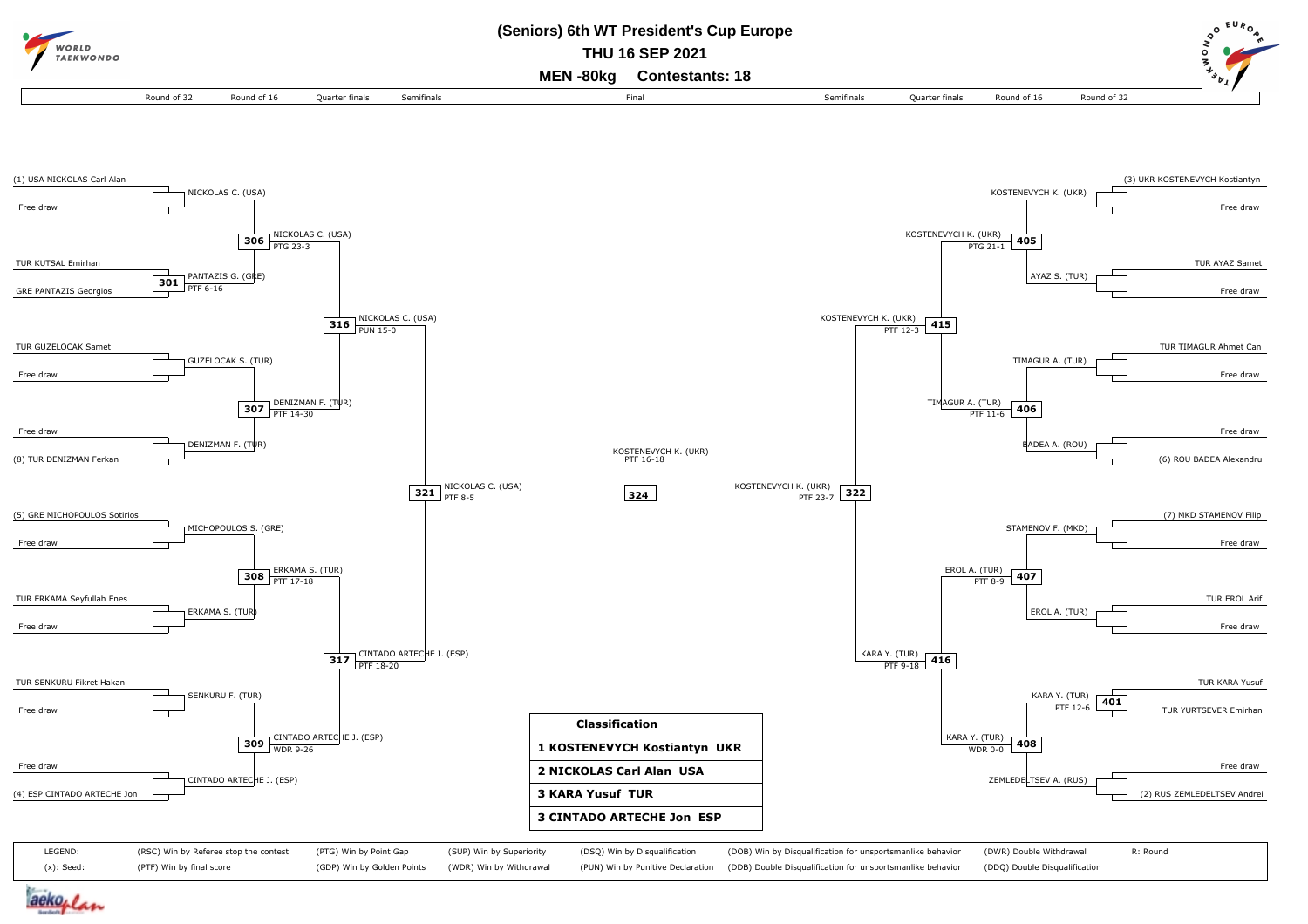# (Seniors) 6th WT President's Cup Europe

**THU 16 SEP 2021**

**MEN -80kg Contestants: 18**

## Left side of bracket

| Round of 32 | Round of 16 | Quarter finals | Semifinals |
|---|---|---|---|
| (1) USA NICKOLAS Carl Alan vs Free draw → NICKOLAS C. (USA) | 306: NICKOLAS C. (USA) PTG 23-3 | 316: NICKOLAS C. (USA) PUN 15-0 | 321: NICKOLAS C. (USA) PTF 8-5 |
| 301: TUR KUTSAL Emirhan vs GRE PANTAZIS Georgios → PANTAZIS G. (GRE) PTF 6-16 | | | |
| TUR GUZELOCAK Samet vs Free draw → GUZELOCAK S. (TUR) | 307: DENIZMAN F. (TUR) PTF 14-30 | | |
| Free draw vs (8) TUR DENIZMAN Ferkan → DENIZMAN F. (TUR) | | | |
| (5) GRE MICHOPOULOS Sotirios vs Free draw → MICHOPOULOS S. (GRE) | 308: ERKAMA S. (TUR) PTF 17-18 | 317: CINTADO ARTECHE J. (ESP) PTF 18-20 | |
| TUR ERKAMA Seyfullah Enes vs Free draw → ERKAMA S. (TUR) | | | |
| TUR SENKURU Fikret Hakan vs Free draw → SENKURU F. (TUR) | 309: CINTADO ARTECHE J. (ESP) WDR 9-26 | | |
| Free draw vs (4) ESP CINTADO ARTECHE Jon → CINTADO ARTECHE J. (ESP) | | | |

## Final

324: KOSTENEVYCH K. (UKR) PTF 16-18

## Right side of bracket

| Round of 32 | Round of 16 | Quarter finals | Semifinals |
|---|---|---|---|
| (3) UKR KOSTENEVYCH Kostiantyn vs Free draw → KOSTENEVYCH K. (UKR) | 405: KOSTENEVYCH K. (UKR) PTG 21-1 | 415: KOSTENEVYCH K. (UKR) PTF 12-3 | 322: KOSTENEVYCH K. (UKR) PTF 23-7 |
| TUR AYAZ Samet vs Free draw → AYAZ S. (TUR) | | | |
| TUR TIMAGUR Ahmet Can vs Free draw → TIMAGUR A. (TUR) | 406: TIMAGUR A. (TUR) PTF 11-6 | | |
| Free draw vs (6) ROU BADEA Alexandru → BADEA A. (ROU) | | | |
| (7) MKD STAMENOV Filip vs Free draw → STAMENOV F. (MKD) | 407: EROL A. (TUR) PTF 8-9 | 416: KARA Y. (TUR) PTF 9-18 | |
| TUR EROL Arif vs Free draw → EROL A. (TUR) | | | |
| 401: TUR KARA Yusuf vs TUR YURTSEVER Emirhan → KARA Y. (TUR) PTF 12-6 | 408: KARA Y. (TUR) WDR 0-0 | | |
| Free draw vs (2) RUS ZEMLEDELTSEV Andrei → ZEMLEDELTSEV A. (RUS) | | | |

## Classification

| Classification |
|---|
| 1 KOSTENEVYCH Kostiantyn UKR |
| 2 NICKOLAS Carl Alan USA |
| 3 KARA Yusuf TUR |
| 3 CINTADO ARTECHE Jon ESP |

LEGEND:
(x): Seed:
(RSC) Win by Referee stop the contest
(PTF) Win by final score
(PTG) Win by Point Gap
(GDP) Win by Golden Points
(SUP) Win by Superiority
(WDR) Win by Withdrawal
(DSQ) Win by Disqualification
(PUN) Win by Punitive Declaration
(DOB) Win by Disqualification for unsportsmanlike behavior
(DDB) Double Disqualification for unsportsmanlike behavior
(DWR) Double Withdrawal
(DDQ) Double Disqualification
R: Round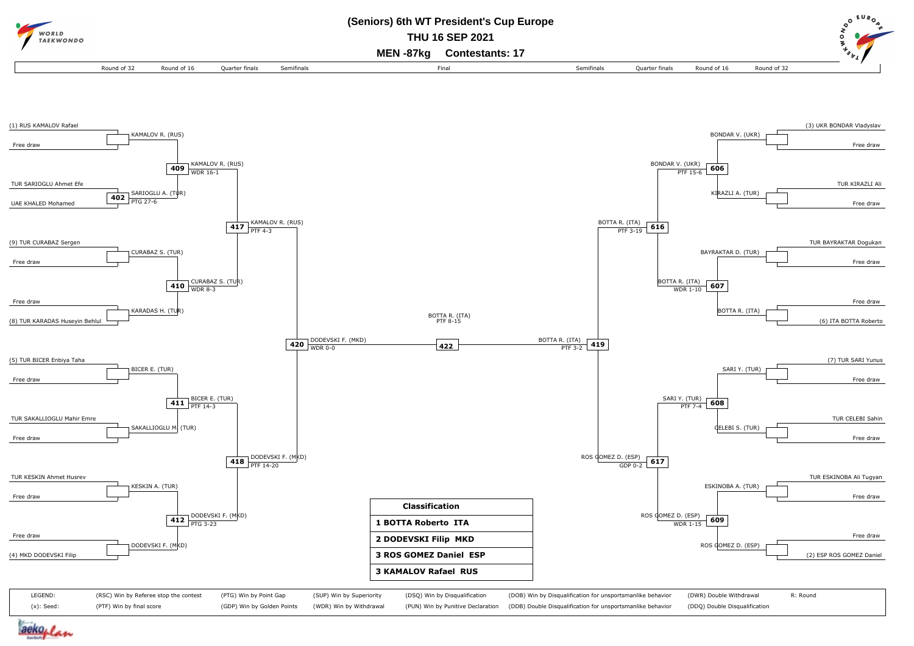# (Seniors) 6th WT President's Cup Europe

**THU 16 SEP 2021**

**MEN -87kg Contestants: 17**

## Left half of bracket

### Round of 32

| Contest | Athlete 1 | Athlete 2 | Winner | Result |
| --- | --- | --- | --- | --- |
| | (1) RUS KAMALOV Rafael | Free draw | KAMALOV R. (RUS) | |
| 402 | TUR SARIOGLU Ahmet Efe | UAE KHALED Mohamed | SARIOGLU A. (TUR) | PTG 27-6 |
| | (9) TUR CURABAZ Sergen | Free draw | CURABAZ S. (TUR) | |
| | Free draw | (8) TUR KARADAS Huseyin Behlul | KARADAS H. (TUR) | |
| | (5) TUR BICER Enbiya Taha | Free draw | BICER E. (TUR) | |
| | TUR SAKALLIOGLU Mahir Emre | Free draw | SAKALLIOGLU M. (TUR) | |
| | TUR KESKIN Ahmet Husrev | Free draw | KESKIN A. (TUR) | |
| | Free draw | (4) MKD DODEVSKI Filip | DODEVSKI F. (MKD) | |

### Round of 16

| Contest | Winner | Result |
| --- | --- | --- |
| 409 | KAMALOV R. (RUS) | WDR 16-1 |
| 410 | CURABAZ S. (TUR) | WDR 8-3 |
| 411 | BICER E. (TUR) | PTF 14-3 |
| 412 | DODEVSKI F. (MKD) | PTG 3-23 |

### Quarter finals

| Contest | Winner | Result |
| --- | --- | --- |
| 417 | KAMALOV R. (RUS) | PTF 4-3 |
| 418 | DODEVSKI F. (MKD) | PTF 14-20 |

### Semifinals

| Contest | Winner | Result |
| --- | --- | --- |
| 420 | DODEVSKI F. (MKD) | WDR 0-0 |

## Final

| Contest | Winner | Result |
| --- | --- | --- |
| 422 | BOTTA R. (ITA) | PTF 8-15 |

## Right half of bracket

### Round of 32

| Contest | Athlete 1 | Athlete 2 | Winner | Result |
| --- | --- | --- | --- | --- |
| | (3) UKR BONDAR Vladyslav | Free draw | BONDAR V. (UKR) | |
| | TUR KIRAZLI Ali | Free draw | KIRAZLI A. (TUR) | |
| | TUR BAYRAKTAR Dogukan | Free draw | BAYRAKTAR D. (TUR) | |
| | Free draw | (6) ITA BOTTA Roberto | BOTTA R. (ITA) | |
| | (7) TUR SARI Yunus | Free draw | SARI Y. (TUR) | |
| | TUR CELEBI Sahin | Free draw | CELEBI S. (TUR) | |
| | TUR ESKINOBA Ali Tugyan | Free draw | ESKINOBA A. (TUR) | |
| | Free draw | (2) ESP ROS GOMEZ Daniel | ROS GOMEZ D. (ESP) | |

### Round of 16

| Contest | Winner | Result |
| --- | --- | --- |
| 606 | BONDAR V. (UKR) | PTF 15-6 |
| 607 | BOTTA R. (ITA) | WDR 1-10 |
| 608 | SARI Y. (TUR) | PTF 7-4 |
| 609 | ROS GOMEZ D. (ESP) | WDR 1-15 |

### Quarter finals

| Contest | Winner | Result |
| --- | --- | --- |
| 616 | BOTTA R. (ITA) | PTF 3-19 |
| 617 | ROS GOMEZ D. (ESP) | GDP 0-2 |

### Semifinals

| Contest | Winner | Result |
| --- | --- | --- |
| 419 | BOTTA R. (ITA) | PTF 3-2 |

## Classification

| Classification |
| --- |
| 1 BOTTA Roberto ITA |
| 2 DODEVSKI Filip MKD |
| 3 ROS GOMEZ Daniel ESP |
| 3 KAMALOV Rafael RUS |

LEGEND:

(x): Seed

(RSC) Win by Referee stop the contest

(PTF) Win by final score

(PTG) Win by Point Gap

(GDP) Win by Golden Points

(SUP) Win by Superiority

(WDR) Win by Withdrawal

(DSQ) Win by Disqualification

(PUN) Win by Punitive Declaration

(DQB) Win by Disqualification for unsportsmanlike behavior

(DDB) Double Disqualification for unsportsmanlike behavior

(DWR) Double Withdrawal

(DDQ) Double Disqualification

R: Round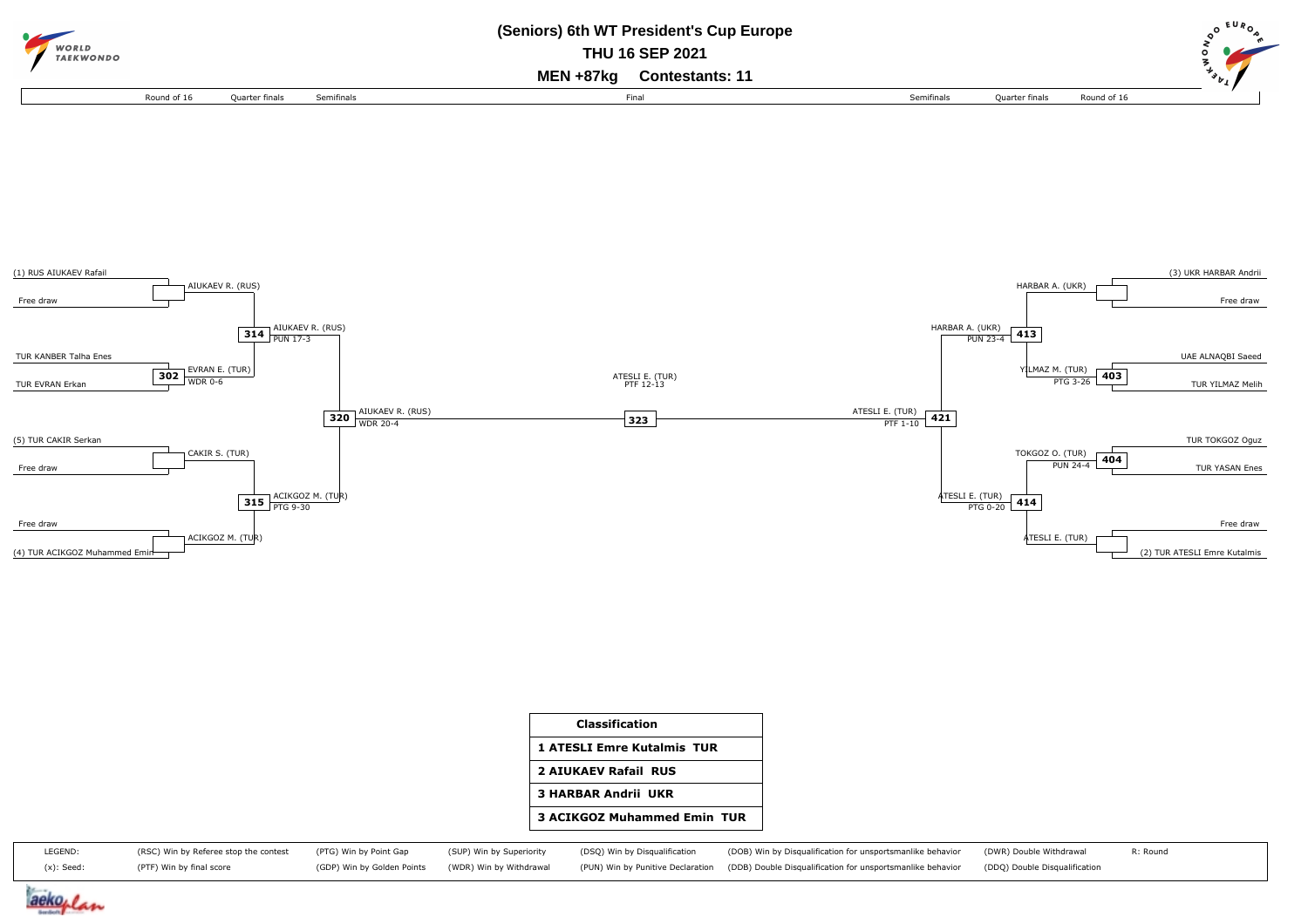# (Seniors) 6th WT President's Cup Europe

**THU 16 SEP 2021**

**MEN +87kg Contestants: 11**

| Round of 16 | Quarter finals | Semifinals | Final | Semifinals | Quarter finals | Round of 16 |
|---|---|---|---|---|---|---|

## Left side

**Round of 16**
- (1) RUS AIUKAEV Rafail vs Free draw → AIUKAEV R. (RUS)
- TUR KANBER Talha Enes vs TUR EVRAN Erkan → **302** EVRAN E. (TUR) WDR 0-6
- (5) TUR CAKIR Serkan vs Free draw → CAKIR S. (TUR)
- Free draw vs (4) TUR ACIKGOZ Muhammed Emin → ACIKGOZ M. (TUR)

**Quarter finals**
- **314** AIUKAEV R. (RUS) PUN 17-3
- **315** ACIKGOZ M. (TUR) PTG 9-30

**Semifinals**
- **320** AIUKAEV R. (RUS) WDR 20-4

## Final

- **323** ATESLI E. (TUR) PTF 12-13

## Right side

**Round of 16**
- (3) UKR HARBAR Andrii vs Free draw → HARBAR A. (UKR)
- UAE ALNAQBI Saeed vs TUR YILMAZ Melih → **403** YILMAZ M. (TUR) PTG 3-26
- TUR TOKGOZ Oguz vs TUR YASAN Enes → **404** TOKGOZ O. (TUR) PUN 24-4
- Free draw vs (2) TUR ATESLI Emre Kutalmis → ATESLI E. (TUR)

**Quarter finals**
- **413** HARBAR A. (UKR) PUN 23-4
- **414** ATESLI E. (TUR) PTG 0-20

**Semifinals**
- **421** ATESLI E. (TUR) PTF 1-10

## Classification

| Classification |
|---|
| 1 ATESLI Emre Kutalmis TUR |
| 2 AIUKAEV Rafail RUS |
| 3 HARBAR Andrii UKR |
| 3 ACIKGOZ Muhammed Emin TUR |

| LEGEND: | (RSC) Win by Referee stop the contest | (PTG) Win by Point Gap | (SUP) Win by Superiority | (DSQ) Win by Disqualification | (DOB) Win by Disqualification for unsportsmanlike behavior | (DWR) Double Withdrawal | R: Round |
|---|---|---|---|---|---|---|---|
| (x): Seed: | (PTF) Win by final score | (GDP) Win by Golden Points | (WDR) Win by Withdrawal | (PUN) Win by Punitive Declaration | (DDB) Double Disqualification for unsportsmanlike behavior | (DDQ) Double Disqualification | |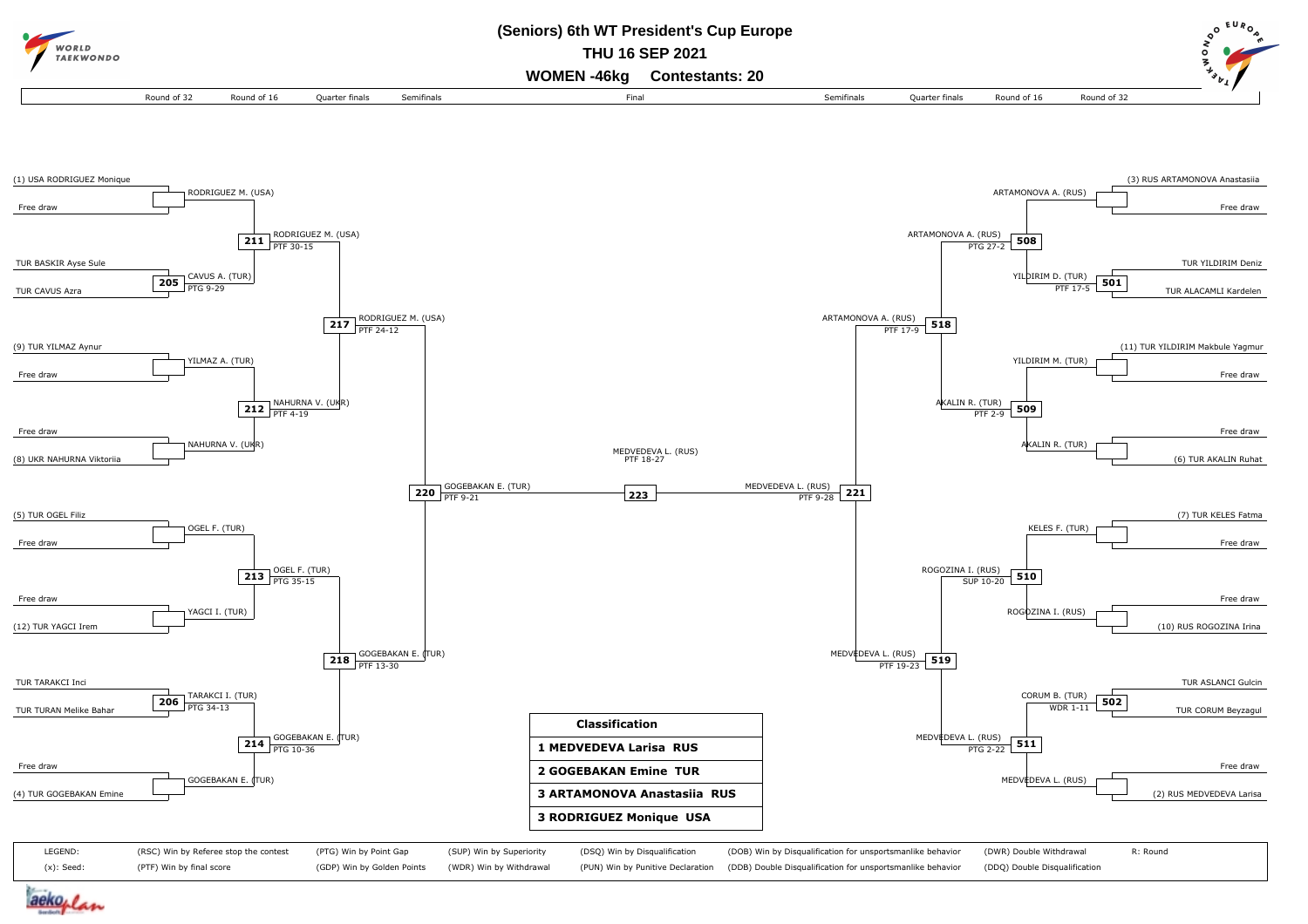# (Seniors) 6th WT President's Cup Europe

**THU 16 SEP 2021**

**WOMEN -46kg Contestants: 20**

Round of 32 | Round of 16 | Quarter finals | Semifinals | Final | Semifinals | Quarter finals | Round of 16 | Round of 32

## Left side of bracket

| Round of 32 | Round of 16 | Quarter finals | Semifinals | Final |
|---|---|---|---|---|
| (1) USA RODRIGUEZ Monique vs Free draw | RODRIGUEZ M. (USA) | | | |
| TUR BASKIR Ayse Sule vs TUR CAVUS Azra — 205 | CAVUS A. (TUR) PTG 9-29 | 211: RODRIGUEZ M. (USA) PTF 30-15 | | |
| (9) TUR YILMAZ Aynur vs Free draw | YILMAZ A. (TUR) | | 217: RODRIGUEZ M. (USA) PTF 24-12 | |
| Free draw vs (8) UKR NAHURNA Viktoriia | NAHURNA V. (UKR) | 212: NAHURNA V. (UKR) PTF 4-19 | | |
| (5) TUR OGEL Filiz vs Free draw | OGEL F. (TUR) | | | 220: GOGEBAKAN E. (TUR) PTF 9-21 |
| Free draw vs (12) TUR YAGCI Irem | YAGCI I. (TUR) | 213: OGEL F. (TUR) PTG 35-15 | | |
| TUR TARAKCI Inci vs TUR TURAN Melike Bahar — 206 | TARAKCI I. (TUR) PTG 34-13 | | 218: GOGEBAKAN E. (TUR) PTF 13-30 | |
| Free draw vs (4) TUR GOGEBAKAN Emine | GOGEBAKAN E. (TUR) | 214: GOGEBAKAN E. (TUR) PTG 10-36 | | |

## Final

223: MEDVEDEVA L. (RUS) PTF 18-27

## Right side of bracket

| Round of 32 | Round of 16 | Quarter finals | Semifinals | Final |
|---|---|---|---|---|
| (3) RUS ARTAMONOVA Anastasiia vs Free draw | ARTAMONOVA A. (RUS) | | | |
| TUR YILDIRIM Deniz vs TUR ALACAMLI Kardelen — 501 | YILDIRIM D. (TUR) PTF 17-5 | 508: ARTAMONOVA A. (RUS) PTG 27-2 | | |
| (11) TUR YILDIRIM Makbule Yagmur vs Free draw | YILDIRIM M. (TUR) | | 518: ARTAMONOVA A. (RUS) PTF 17-9 | |
| Free draw vs (6) TUR AKALIN Ruhat | AKALIN R. (TUR) | 509: AKALIN R. (TUR) PTF 2-9 | | |
| (7) TUR KELES Fatma vs Free draw | KELES F. (TUR) | | | 221: MEDVEDEVA L. (RUS) PTF 9-28 |
| Free draw vs (10) RUS ROGOZINA Irina | ROGOZINA I. (RUS) | 510: ROGOZINA I. (RUS) SUP 10-20 | | |
| TUR ASLANCI Gulcin vs TUR CORUM Beyzagul — 502 | CORUM B. (TUR) WDR 1-11 | | 519: MEDVEDEVA L. (RUS) PTF 19-23 | |
| Free draw vs (2) RUS MEDVEDEVA Larisa | MEDVEDEVA L. (RUS) | 511: MEDVEDEVA L. (RUS) PTG 2-22 | | |

## Classification

| Classification |
|---|
| 1 MEDVEDEVA Larisa RUS |
| 2 GOGEBAKAN Emine TUR |
| 3 ARTAMONOVA Anastasiia RUS |
| 3 RODRIGUEZ Monique USA |

LEGEND:
(x): Seed:
(RSC) Win by Referee stop the contest
(PTF) Win by final score
(PTG) Win by Point Gap
(GDP) Win by Golden Points
(SUP) Win by Superiority
(WDR) Win by Withdrawal
(DSQ) Win by Disqualification
(PUN) Win by Punitive Declaration
(DQB) Win by Disqualification for unsportsmanlike behavior
(DDB) Double Disqualification for unsportsmanlike behavior
(DWR) Double Withdrawal
(DDQ) Double Disqualification
R: Round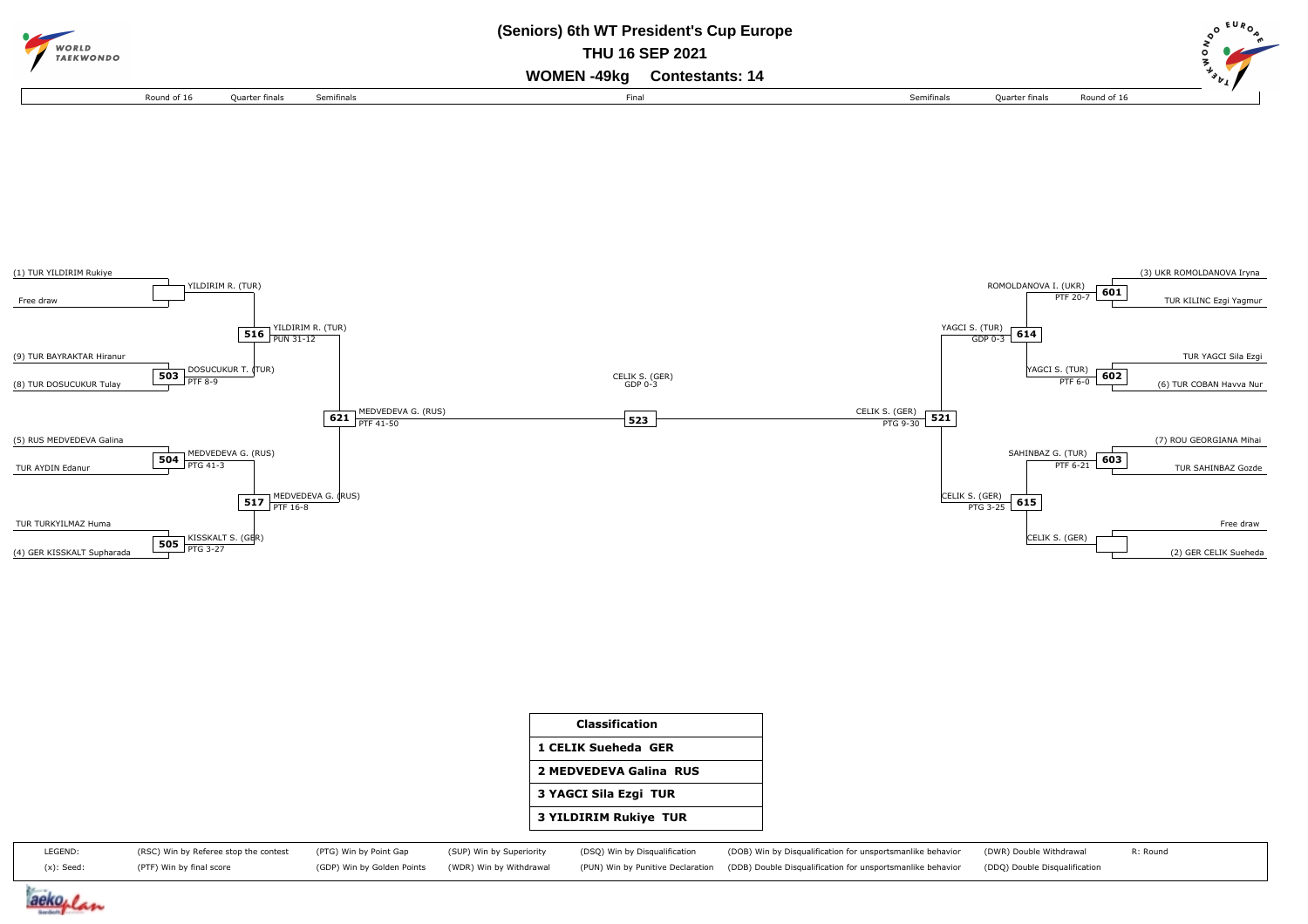# (Seniors) 6th WT President's Cup Europe

**THU 16 SEP 2021**

**WOMEN -49kg Contestants: 14**

Round of 16 | Quarter finals | Semifinals | Final | Semifinals | Quarter finals | Round of 16

## Left bracket

**Round of 16**

- (1) TUR YILDIRIM Rukiye vs Free draw → YILDIRIM R. (TUR)
- 503: (9) TUR BAYRAKTAR Hiranur vs (8) TUR DOSUCUKUR Tulay → DOSUCUKUR T. (TUR) PTF 8-9
- 504: (5) RUS MEDVEDEVA Galina vs TUR AYDIN Edanur → MEDVEDEVA G. (RUS) PTG 41-3
- 505: TUR TURKYILMAZ Huma vs (4) GER KISSKALT Supharada → KISSKALT S. (GER) PTG 3-27

**Quarter finals**

- 516: YILDIRIM R. (TUR) PUN 31-12
- 517: MEDVEDEVA G. (RUS) PTF 16-8

**Semifinal**

- 621: MEDVEDEVA G. (RUS) PTF 41-50

## Final

- 523: CELIK S. (GER) GDP 0-3

## Right bracket

**Round of 16**

- 601: (3) UKR ROMOLDANOVA Iryna vs TUR KILINC Ezgi Yagmur → ROMOLDANOVA I. (UKR) PTF 20-7
- 602: TUR YAGCI Sila Ezgi vs (6) TUR COBAN Havva Nur → YAGCI S. (TUR) PTF 6-0
- 603: (7) ROU GEORGIANA Mihai vs TUR SAHINBAZ Gozde → SAHINBAZ G. (TUR) PTF 6-21
- Free draw vs (2) GER CELIK Sueheda → CELIK S. (GER)

**Quarter finals**

- 614: YAGCI S. (TUR) GDP 0-3
- 615: CELIK S. (GER) PTG 3-25

**Semifinal**

- 521: CELIK S. (GER) PTG 9-30

| Classification |
|---|
| 1 CELIK Sueheda GER |
| 2 MEDVEDEVA Galina RUS |
| 3 YAGCI Sila Ezgi TUR |
| 3 YILDIRIM Rukiye TUR |

| LEGEND: | (RSC) Win by Referee stop the contest | (PTG) Win by Point Gap | (SUP) Win by Superiority | (DSQ) Win by Disqualification | (DOB) Win by Disqualification for unsportsmanlike behavior | (DWR) Double Withdrawal | R: Round |
|---|---|---|---|---|---|---|---|
| (x): Seed: | (PTF) Win by final score | (GDP) Win by Golden Points | (WDR) Win by Withdrawal | (PUN) Win by Punitive Declaration | (DDB) Double Disqualification for unsportsmanlike behavior | (DDQ) Double Disqualification | |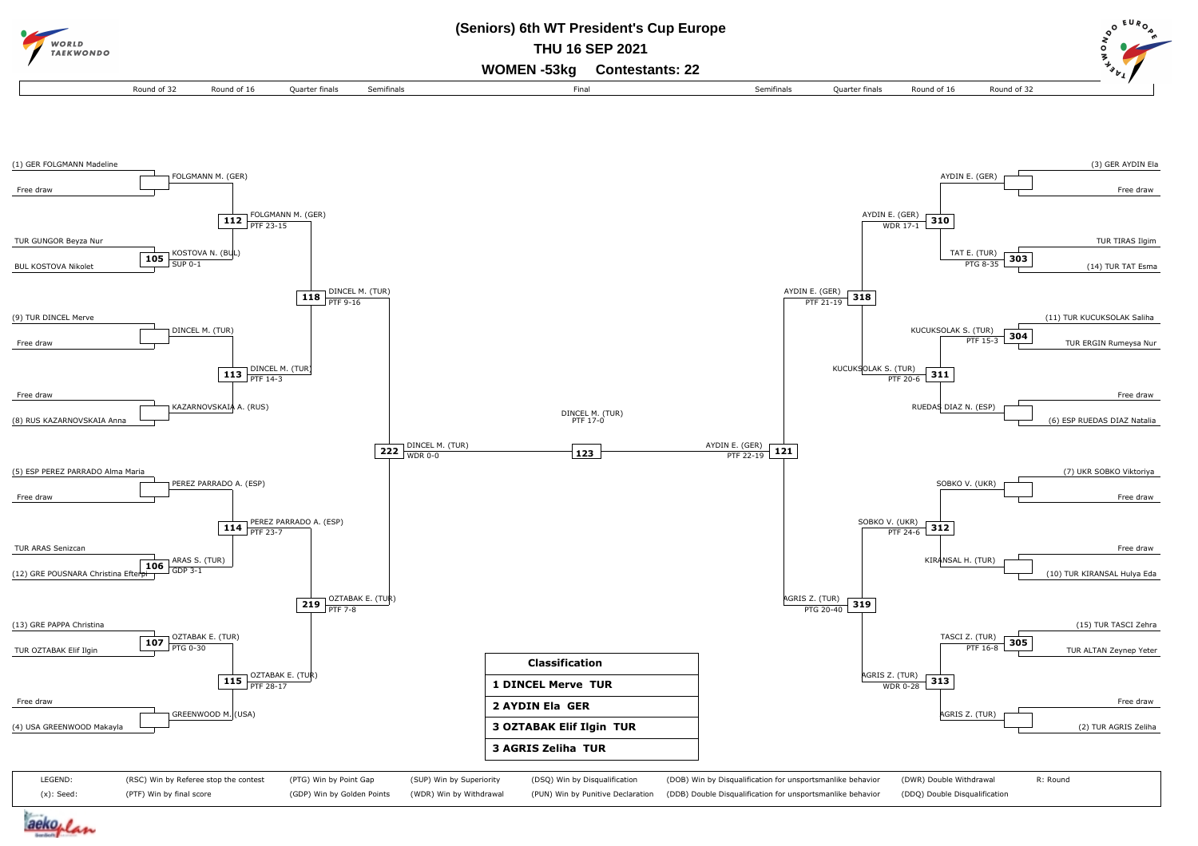# (Seniors) 6th WT President's Cup Europe

**THU 16 SEP 2021**

**WOMEN -53kg Contestants: 22**

## Round of 32

| Match | Contestant 1 | Contestant 2 | Winner | Result |
|---|---|---|---|---|
| | (1) GER FOLGMANN Madeline | Free draw | FOLGMANN M. (GER) | |
| 105 | TUR GUNGOR Beyza Nur | BUL KOSTOVA Nikolet | KOSTOVA N. (BUL) | SUP 0-1 |
| | (9) TUR DINCEL Merve | Free draw | DINCEL M. (TUR) | |
| | Free draw | (8) RUS KAZARNOVSKAIA Anna | KAZARNOVSKAIA A. (RUS) | |
| | (5) ESP PEREZ PARRADO Alma Maria | Free draw | PEREZ PARRADO A. (ESP) | |
| 106 | TUR ARAS Senizcan | (12) GRE POUSNARA Christina Efterpi | ARAS S. (TUR) | GDP 3-1 |
| 107 | (13) GRE PAPPA Christina | TUR OZTABAK Elif Ilgin | OZTABAK E. (TUR) | PTG 0-30 |
| | Free draw | (4) USA GREENWOOD Makayla | GREENWOOD M. (USA) | |
| | (3) GER AYDIN Ela | Free draw | AYDIN E. (GER) | |
| 303 | TUR TIRAS Ilgim | (14) TUR TAT Esma | TAT E. (TUR) | PTG 8-35 |
| 304 | (11) TUR KUCUKSOLAK Saliha | TUR ERGIN Rumeysa Nur | KUCUKSOLAK S. (TUR) | PTF 15-3 |
| | Free draw | (6) ESP RUEDAS DIAZ Natalia | RUEDAS DIAZ N. (ESP) | |
| | (7) UKR SOBKO Viktoriya | Free draw | SOBKO V. (UKR) | |
| | Free draw | (10) TUR KIRANSAL Hulya Eda | KIRANSAL H. (TUR) | |
| 305 | (15) TUR TASCI Zehra | TUR ALTAN Zeynep Yeter | TASCI Z. (TUR) | PTF 16-8 |
| | Free draw | (2) TUR AGRIS Zeliha | AGRIS Z. (TUR) | |

## Round of 16

| Match | Winner | Result |
|---|---|---|
| 112 | FOLGMANN M. (GER) | PTF 23-15 |
| 113 | DINCEL M. (TUR) | PTF 14-3 |
| 114 | PEREZ PARRADO A. (ESP) | PTF 23-7 |
| 115 | OZTABAK E. (TUR) | PTF 28-17 |
| 310 | AYDIN E. (GER) | WDR 17-1 |
| 311 | KUCUKSOLAK S. (TUR) | PTF 20-6 |
| 312 | SOBKO V. (UKR) | PTF 24-6 |
| 313 | AGRIS Z. (TUR) | WDR 0-28 |

## Quarter finals

| Match | Winner | Result |
|---|---|---|
| 118 | DINCEL M. (TUR) | PTF 9-16 |
| 219 | OZTABAK E. (TUR) | PTF 7-8 |
| 318 | AYDIN E. (GER) | PTF 21-19 |
| 319 | AGRIS Z. (TUR) | PTG 20-40 |

## Semifinals

| Match | Winner | Result |
|---|---|---|
| 222 | DINCEL M. (TUR) | WDR 0-0 |
| 121 | AYDIN E. (GER) | PTF 22-19 |

## Final

| Match | Winner | Result |
|---|---|---|
| 123 | DINCEL M. (TUR) | PTF 17-0 |

## Classification

| Classification |
|---|
| 1 DINCEL Merve TUR |
| 2 AYDIN Ela GER |
| 3 OZTABAK Elif Ilgin TUR |
| 3 AGRIS Zeliha TUR |

LEGEND:
(x): Seed:
(RSC) Win by Referee stop the contest
(PTF) Win by final score
(PTG) Win by Point Gap
(GDP) Win by Golden Points
(SUP) Win by Superiority
(WDR) Win by Withdrawal
(DSQ) Win by Disqualification
(PUN) Win by Punitive Declaration
(DQB) Win by Disqualification for unsportsmanlike behavior
(DDB) Double Disqualification for unsportsmanlike behavior
(DWR) Double Withdrawal
(DDQ) Double Disqualification
R: Round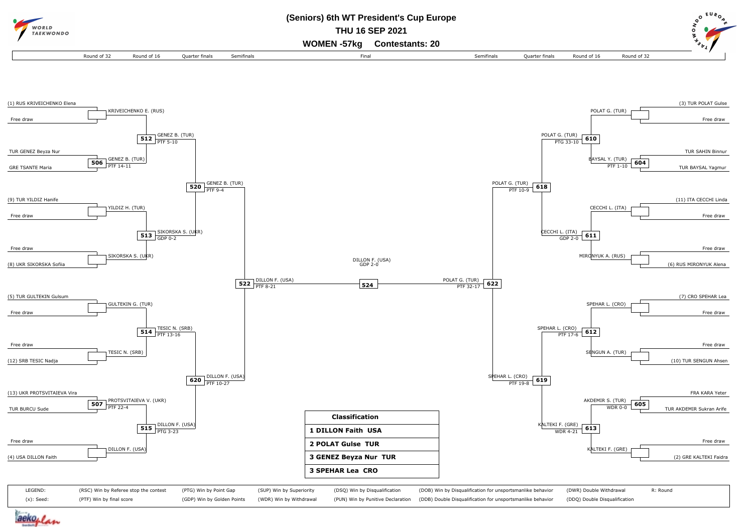# (Seniors) 6th WT President's Cup Europe

**THU 16 SEP 2021**

**WOMEN -57kg Contestants: 20**

## Left half of bracket

| Round of 32 | Round of 16 | Quarter finals | Semifinals | Final |
|---|---|---|---|---|
| (1) RUS KRIVEICHENKO Elena vs Free draw → KRIVEICHENKO E. (RUS) | 512: GENEZ B. (TUR) PTF 5-10 | 520: GENEZ B. (TUR) PTF 9-4 | 522: DILLON F. (USA) PTF 8-21 | 524: DILLON F. (USA) GDP 2-0 |
| 506: TUR GENEZ Beyza Nur vs GRE TSANTE Maria → GENEZ B. (TUR) PTF 14-11 | | | | |
| (9) TUR YILDIZ Hanife vs Free draw → YILDIZ H. (TUR) | 513: SIKORSKA S. (UKR) GDP 0-2 | | | |
| Free draw vs (8) UKR SIKORSKA Sofiia → SIKORSKA S. (UKR) | | | | |
| (5) TUR GULTEKIN Gulsum vs Free draw → GULTEKIN G. (TUR) | 514: TESIC N. (SRB) PTF 13-16 | 620: DILLON F. (USA) PTF 10-27 | | |
| Free draw vs (12) SRB TESIC Nadja → TESIC N. (SRB) | | | | |
| 507: (13) UKR PROTSVITAIEVA Vira vs TUR BURCU Sude → PROTSVITAIEVA V. (UKR) PTF 22-4 | 515: DILLON F. (USA) PTG 3-23 | | | |
| Free draw vs (4) USA DILLON Faith → DILLON F. (USA) | | | | |

## Right half of bracket

| Round of 32 | Round of 16 | Quarter finals | Semifinals |
|---|---|---|---|
| (3) TUR POLAT Gulse vs Free draw → POLAT G. (TUR) | 610: POLAT G. (TUR) PTG 33-10 | 618: POLAT G. (TUR) PTF 10-9 | 622: POLAT G. (TUR) PTF 32-17 |
| 604: TUR SAHIN Binnur vs TUR BAYSAL Yagmur → BAYSAL Y. (TUR) PTF 1-10 | | | |
| (11) ITA CECCHI Linda vs Free draw → CECCHI L. (ITA) | 611: CECCHI L. (ITA) GDP 2-0 | | |
| Free draw vs (6) RUS MIRONYUK Alena → MIRONYUK A. (RUS) | | | |
| (7) CRO SPEHAR Lea vs Free draw → SPEHAR L. (CRO) | 612: SPEHAR L. (CRO) PTF 17-6 | 619: SPEHAR L. (CRO) PTF 19-8 | |
| Free draw vs (10) TUR SENGUN Ahsen → SENGUN A. (TUR) | | | |
| 605: FRA KARA Yeter vs TUR AKDEMIR Sukran Arife → AKDEMIR S. (TUR) WDR 0-0 | 613: KALTEKI F. (GRE) WDR 4-21 | | |
| Free draw vs (2) GRE KALTEKI Faidra → KALTEKI F. (GRE) | | | |

| Classification |
|---|
| **1 DILLON Faith USA** |
| **2 POLAT Gulse TUR** |
| **3 GENEZ Beyza Nur TUR** |
| **3 SPEHAR Lea CRO** |

LEGEND:
(x): Seed:
(RSC) Win by Referee stop the contest
(PTF) Win by final score
(PTG) Win by Point Gap
(GDP) Win by Golden Points
(SUP) Win by Superiority
(WDR) Win by Withdrawal
(DSQ) Win by Disqualification
(PUN) Win by Punitive Declaration
(DOB) Win by Disqualification for unsportsmanlike behavior
(DDB) Double Disqualification for unsportsmanlike behavior
(DWR) Double Withdrawal
(DDQ) Double Disqualification
R: Round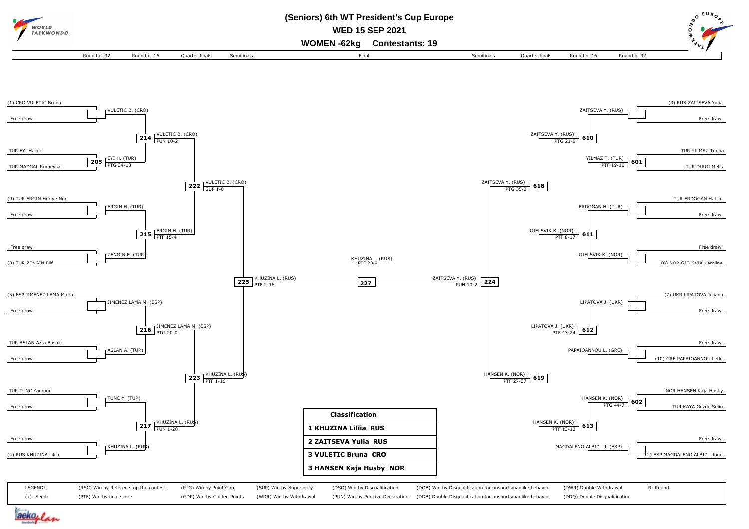# (Seniors) 6th WT President's Cup Europe

## WED 15 SEP 2021

## WOMEN -62kg Contestants: 19

### Left half of bracket

| Round of 32 | Round of 16 | Quarter finals | Semifinals |
|---|---|---|---|
| (1) CRO VULETIC Bruna / Free draw | VULETIC B. (CRO) | 214: VULETIC B. (CRO) PUN 10-2 | 222: VULETIC B. (CRO) SUP 1-0 |
| TUR EYI Hacer / TUR MAZGAL Rumeysa | 205: EYI H. (TUR) PTG 34-13 | | |
| (9) TUR ERGIN Huriye Nur / Free draw | ERGIN H. (TUR) | 215: ERGIN H. (TUR) PTF 15-4 | |
| Free draw / (8) TUR ZENGIN Elif | ZENGIN E. (TUR) | | |
| (5) ESP JIMENEZ LAMA Maria / Free draw | JIMENEZ LAMA M. (ESP) | 216: JIMENEZ LAMA M. (ESP) PTG 20-0 | 223: KHUZINA L. (RUS) PTF 1-16 |
| TUR ASLAN Azra Basak / Free draw | ASLAN A. (TUR) | | |
| TUR TUNC Yagmur / Free draw | TUNC Y. (TUR) | 217: KHUZINA L. (RUS) PUN 1-28 | |
| Free draw / (4) RUS KHUZINA Liliia | KHUZINA L. (RUS) | | |

225: KHUZINA L. (RUS) PTF 2-16

### Final

227: KHUZINA L. (RUS) PTF 23-9

### Right half of bracket

| Round of 32 | Round of 16 | Quarter finals | Semifinals |
|---|---|---|---|
| (3) RUS ZAITSEVA Yulia / Free draw | ZAITSEVA Y. (RUS) | 610: ZAITSEVA Y. (RUS) PTG 21-0 | 618: ZAITSEVA Y. (RUS) PTG 35-2 |
| TUR YILMAZ Tugba / TUR DIRGI Melis | 601: YILMAZ T. (TUR) PTF 19-10 | | |
| TUR ERDOGAN Hatice / Free draw | ERDOGAN H. (TUR) | 611: GJELSVIK K. (NOR) PTF 8-17 | |
| Free draw / (6) NOR GJELSVIK Karoline | GJELSVIK K. (NOR) | | |
| (7) UKR LIPATOVA Juliana / Free draw | LIPATOVA J. (UKR) | 612: LIPATOVA J. (UKR) PTF 43-24 | 619: HANSEN K. (NOR) PTF 27-37 |
| Free draw / (10) GRE PAPAIOANNOU Lefki | PAPAIOANNOU L. (GRE) | | |
| NOR HANSEN Kaja Husby / TUR KAYA Gozde Selin | 602: HANSEN K. (NOR) PTG 44-7 | 613: HANSEN K. (NOR) PTF 13-12 | |
| Free draw / (2) ESP MAGDALENO ALBIZU Jone | MAGDALENO ALBIZU J. (ESP) | | |

224: ZAITSEVA Y. (RUS) PUN 10-2

### Classification

| Classification |
|---|
| 1 KHUZINA Liliia RUS |
| 2 ZAITSEVA Yulia RUS |
| 3 VULETIC Bruna CRO |
| 3 HANSEN Kaja Husby NOR |

LEGEND:

| | | | | | | | |
|---|---|---|---|---|---|---|---|
| (RSC) Win by Referee stop the contest | (PTG) Win by Point Gap | (SUP) Win by Superiority | (DSQ) Win by Disqualification | (DQB) Win by Disqualification for unsportsmanlike behavior | (DWR) Double Withdrawal | R: Round |
| (x): Seed: | (PTF) Win by final score | (GDP) Win by Golden Points | (WDR) Win by Withdrawal | (PUN) Win by Punitive Declaration | (DDB) Double Disqualification for unsportsmanlike behavior | (DDQ) Double Disqualification | |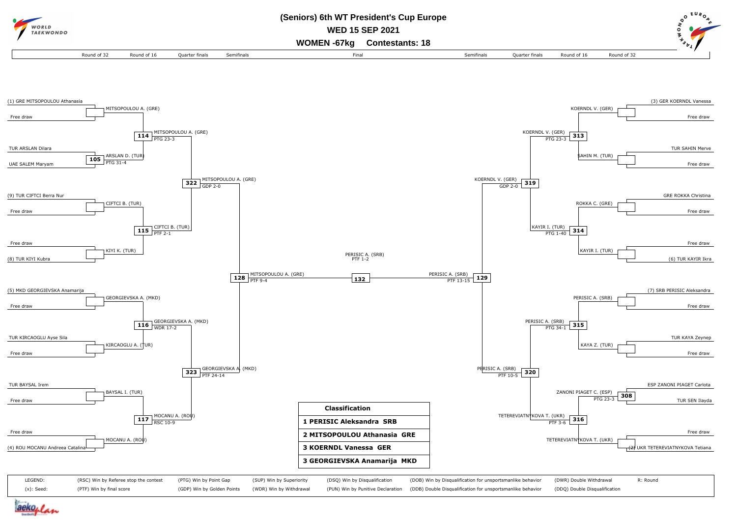# (Seniors) 6th WT President's Cup Europe

## WED 15 SEP 2021

## WOMEN -67kg Contestants: 18

### Left bracket

**Round of 32 / Round of 16**

- (1) GRE MITSOPOULOU Athanasia vs Free draw → MITSOPOULOU A. (GRE)
- TUR ARSLAN Dilara vs UAE SALEM Maryam → Match 105: ARSLAN D. (TUR), PTG 31-4
- (9) TUR CIFTCI Berra Nur vs Free draw → CIFTCI B. (TUR)
- Free draw vs (8) TUR KIYI Kubra → KIYI K. (TUR)
- (5) MKD GEORGIEVSKA Anamarija vs Free draw → GEORGIEVSKA A. (MKD)
- TUR KIRCAOGLU Ayse Sila vs Free draw → KIRCAOGLU A. (TUR)
- TUR BAYSAL Irem vs Free draw → BAYSAL I. (TUR)
- Free draw vs (4) ROU MOCANU Andreea Catalina → MOCANU A. (ROU)

**Quarter finals**

- Match 114: MITSOPOULOU A. (GRE), PTG 23-3
- Match 115: CIFTCI B. (TUR), PTF 2-1
- Match 116: GEORGIEVSKA A. (MKD), WDR 17-2
- Match 117: MOCANU A. (ROU), RSC 10-9

**Semifinals**

- Match 322: MITSOPOULOU A. (GRE), GDP 2-0
- Match 323: GEORGIEVSKA A. (MKD), PTF 24-14

**Final qualifier**

- Match 128: MITSOPOULOU A. (GRE), PTF 9-4

### Final

- Match 132: PERISIC A. (SRB), PTF 1-2

### Right bracket

**Round of 32 / Round of 16**

- (3) GER KOERNDL Vanessa vs Free draw → KOERNDL V. (GER)
- TUR SAHIN Merve vs Free draw → SAHIN M. (TUR)
- GRE ROKKA Christina vs Free draw → ROKKA C. (GRE)
- Free draw vs (6) TUR KAYIR Ikra → KAYIR I. (TUR)
- (7) SRB PERISIC Aleksandra vs Free draw → PERISIC A. (SRB)
- TUR KAYA Zeynep vs Free draw → KAYA Z. (TUR)
- ESP ZANONI PIAGET Carlota vs TUR SEN Ilayda → Match 308: ZANONI PIAGET C. (ESP), PTG 23-3
- Free draw vs (2) UKR TETEREVIATNYKOVA Tetiana → TETEREVIATNYKOVA T. (UKR)

**Quarter finals**

- Match 313: KOERNDL V. (GER), PTG 23-3
- Match 314: KAYIR I. (TUR), PTG 1-40
- Match 315: PERISIC A. (SRB), PTG 34-1
- Match 316: TETEREVIATNYKOVA T. (UKR), PTF 3-6

**Semifinals**

- Match 319: KOERNDL V. (GER), GDP 2-0
- Match 320: PERISIC A. (SRB), PTF 10-5

**Final qualifier**

- Match 129: PERISIC A. (SRB), PTF 13-15

| Classification |
| --- |
| 1 PERISIC Aleksandra SRB |
| 2 MITSOPOULOU Athanasia GRE |
| 3 KOERNDL Vanessa GER |
| 3 GEORGIEVSKA Anamarija MKD |

| LEGEND: | (RSC) Win by Referee stop the contest | (PTG) Win by Point Gap | (SUP) Win by Superiority | (DSQ) Win by Disqualification | (DOB) Win by Disqualification for unsportsmanlike behavior | (DWR) Double Withdrawal | R: Round |
| --- | --- | --- | --- | --- | --- | --- | --- |
| (x): Seed: | (PTF) Win by final score | (GDP) Win by Golden Points | (WDR) Win by Withdrawal | (PUN) Win by Punitive Declaration | (DDB) Double Disqualification for unsportsmanlike behavior | (DDQ) Double Disqualification | |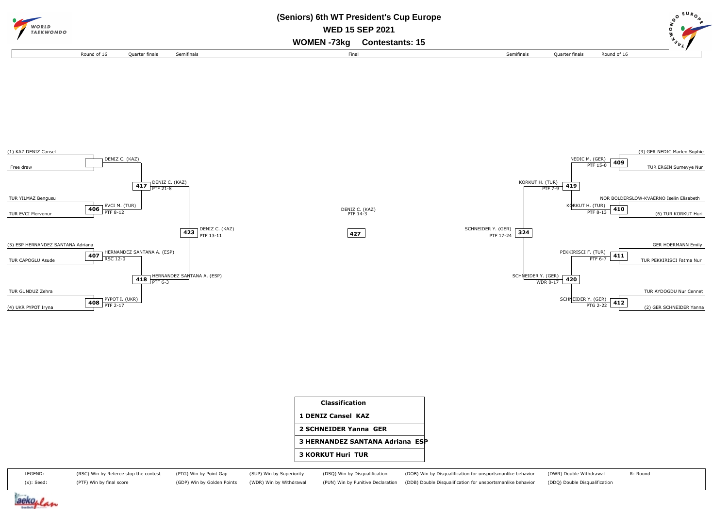# (Seniors) 6th WT President's Cup Europe

## WED 15 SEP 2021

## WOMEN -73kg Contestants: 15

### Round of 16

- (1) KAZ DENIZ Cansel vs Free draw — DENIZ C. (KAZ)
- 406: TUR YILMAZ Bengusu vs TUR EVCI Mervenur — EVCI M. (TUR) PTF 8-12
- 407: (5) ESP HERNANDEZ SANTANA Adriana vs TUR CAPOGLU Asude — HERNANDEZ SANTANA A. (ESP) RSC 12-0
- 408: TUR GUNDUZ Zehra vs (4) UKR PYPOT Iryna — PYPOT I. (UKR) PTF 2-17
- 409: (3) GER NEDIC Marlen Sophie vs TUR ERGIN Sumeyye Nur — NEDIC M. (GER) PTF 15-0
- 410: NOR BOLDERSLOW-KVAERNO Iselin Elisabeth vs (6) TUR KORKUT Huri — KORKUT H. (TUR) PTF 8-13
- 411: GER HOERMANN Emily vs TUR PEKKIRISCI Fatma Nur — PEKKIRISCI F. (TUR) PTF 6-7
- 412: TUR AYDOGDU Nur Cennet vs (2) GER SCHNEIDER Yanna — SCHNEIDER Y. (GER) PTG 2-22

### Quarter finals

- 417: DENIZ C. (KAZ) PTF 21-8
- 418: HERNANDEZ SANTANA A. (ESP) PTF 6-3
- 419: KORKUT H. (TUR) PTF 7-9
- 420: SCHNEIDER Y. (GER) WDR 0-17

### Semifinals

- 423: DENIZ C. (KAZ) PTF 13-11
- 324: SCHNEIDER Y. (GER) PTF 17-24

### Final

- 427: DENIZ C. (KAZ) PTF 14-3

| Classification |
|---|
| 1 DENIZ Cansel KAZ |
| 2 SCHNEIDER Yanna GER |
| 3 HERNANDEZ SANTANA Adriana ESP |
| 3 KORKUT Huri TUR |

LEGEND: (x): Seed; (RSC) Win by Referee stop the contest; (PTF) Win by final score; (PTG) Win by Point Gap; (GDP) Win by Golden Points; (SUP) Win by Superiority; (WDR) Win by Withdrawal; (DSQ) Win by Disqualification; (PUN) Win by Punitive Declaration; (DOB) Win by Disqualification for unsportsmanlike behavior; (DDB) Double Disqualification for unsportsmanlike behavior; (DWR) Double Withdrawal; (DDQ) Double Disqualification; R: Round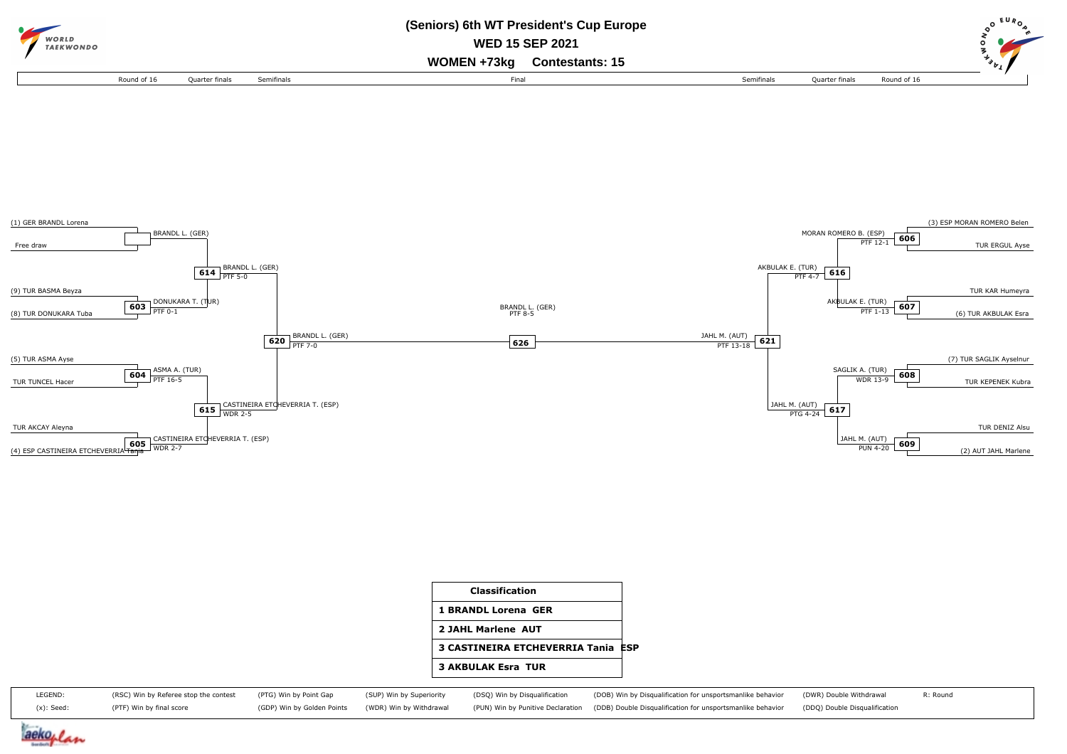# (Seniors) 6th WT President's Cup Europe

**WED 15 SEP 2021**

**WOMEN +73kg Contestants: 15**

Round of 16 | Quarter finals | Semifinals | Final | Semifinals | Quarter finals | Round of 16

(1) GER BRANDL Lorena
Free draw
BRANDL L. (GER)

(9) TUR BASMA Beyza
(8) TUR DONUKARA Tuba
603 DONUKARA T. (TUR) PTF 0-1

614 BRANDL L. (GER) PTF 5-0

(5) TUR ASMA Ayse
TUR TUNCEL Hacer
604 ASMA A. (TUR) PTF 16-5

TUR AKCAY Aleyna
(4) ESP CASTINEIRA ETCHEVERRIA Tania
605 CASTINEIRA ETCHEVERRIA T. (ESP) WDR 2-7

615 CASTINEIRA ETCHEVERRIA T. (ESP) WDR 2-5

620 BRANDL L. (GER) PTF 7-0

626 BRANDL L. (GER) PTF 8-5

621 JAHL M. (AUT) PTF 13-18

(3) ESP MORAN ROMERO Belen
TUR ERGUL Ayse
606 MORAN ROMERO B. (ESP) PTF 12-1

TUR KAR Humeyra
(6) TUR AKBULAK Esra
607 AKBULAK E. (TUR) PTF 1-13

616 AKBULAK E. (TUR) PTF 4-7

(7) TUR SAGLIK Ayselnur
TUR KEPENEK Kubra
608 SAGLIK A. (TUR) WDR 13-9

TUR DENIZ Alsu
(2) AUT JAHL Marlene
609 JAHL M. (AUT) PUN 4-20

617 JAHL M. (AUT) PTG 4-24

| Classification |
|---|
| 1 BRANDL Lorena GER |
| 2 JAHL Marlene AUT |
| 3 CASTINEIRA ETCHEVERRIA Tania ESP |
| 3 AKBULAK Esra TUR |

| | | | | | | | |
|---|---|---|---|---|---|---|---|
| LEGEND: | (RSC) Win by Referee stop the contest | (PTG) Win by Point Gap | (SUP) Win by Superiority | (DSQ) Win by Disqualification | (DOB) Win by Disqualification for unsportsmanlike behavior | (DWR) Double Withdrawal | R: Round |
| (x): Seed: | (PTF) Win by final score | (GDP) Win by Golden Points | (WDR) Win by Withdrawal | (PUN) Win by Punitive Declaration | (DDB) Double Disqualification for unsportsmanlike behavior | (DDQ) Double Disqualification | |